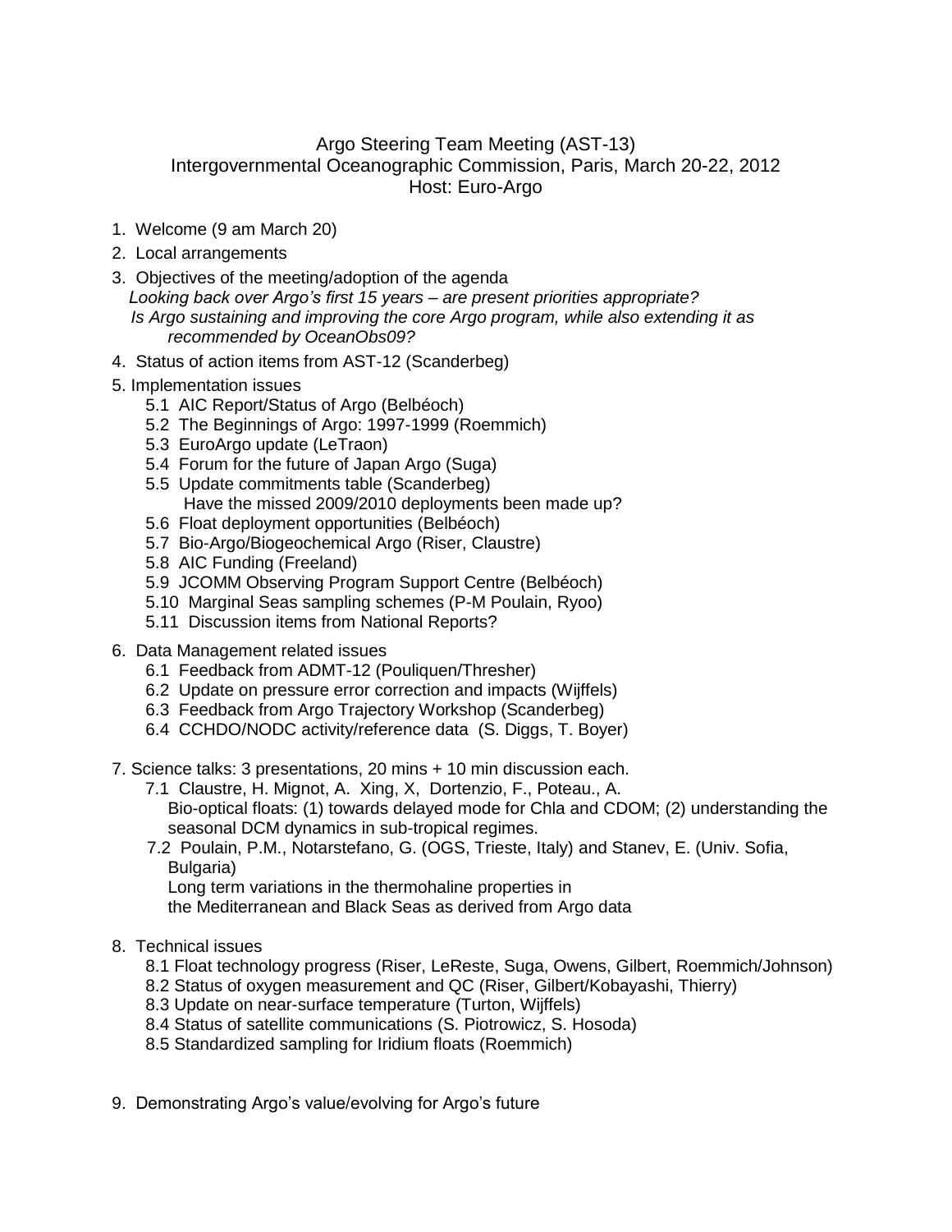# Argo Steering Team Meeting (AST-13)
## Intergovernmental Oceanographic Commission, Paris, March 20-22, 2012
### Host: Euro-Argo

1. Welcome (9 am March 20)
2. Local arrangements
3. Objectives of the meeting/adoption of the agenda
   *Looking back over Argo's first 15 years – are present priorities appropriate?*
   *Is Argo sustaining and improving the core Argo program, while also extending it as recommended by OceanObs09?*
4. Status of action items from AST-12 (Scanderbeg)
5. Implementation issues
   - 5.1 AIC Report/Status of Argo (Belbéoch)
   - 5.2 The Beginnings of Argo: 1997-1999 (Roemmich)
   - 5.3 EuroArgo update (LeTraon)
   - 5.4 Forum for the future of Japan Argo (Suga)
   - 5.5 Update commitments table (Scanderbeg)
     Have the missed 2009/2010 deployments been made up?
   - 5.6 Float deployment opportunities (Belbéoch)
   - 5.7 Bio-Argo/Biogeochemical Argo (Riser, Claustre)
   - 5.8 AIC Funding (Freeland)
   - 5.9 JCOMM Observing Program Support Centre (Belbéoch)
   - 5.10 Marginal Seas sampling schemes (P-M Poulain, Ryoo)
   - 5.11 Discussion items from National Reports?
6. Data Management related issues
   - 6.1 Feedback from ADMT-12 (Pouliquen/Thresher)
   - 6.2 Update on pressure error correction and impacts (Wijffels)
   - 6.3 Feedback from Argo Trajectory Workshop (Scanderbeg)
   - 6.4 CCHDO/NODC activity/reference data (S. Diggs, T. Boyer)
7. Science talks: 3 presentations, 20 mins + 10 min discussion each.
   - 7.1 Claustre, H. Mignot, A. Xing, X, Dortenzio, F., Poteau., A.
     Bio-optical floats: (1) towards delayed mode for Chla and CDOM; (2) understanding the seasonal DCM dynamics in sub-tropical regimes.
   - 7.2 Poulain, P.M., Notarstefano, G. (OGS, Trieste, Italy) and Stanev, E. (Univ. Sofia, Bulgaria)
     Long term variations in the thermohaline properties in the Mediterranean and Black Seas as derived from Argo data
8. Technical issues
   - 8.1 Float technology progress (Riser, LeReste, Suga, Owens, Gilbert, Roemmich/Johnson)
   - 8.2 Status of oxygen measurement and QC (Riser, Gilbert/Kobayashi, Thierry)
   - 8.3 Update on near-surface temperature (Turton, Wijffels)
   - 8.4 Status of satellite communications (S. Piotrowicz, S. Hosoda)
   - 8.5 Standardized sampling for Iridium floats (Roemmich)
9. Demonstrating Argo's value/evolving for Argo's future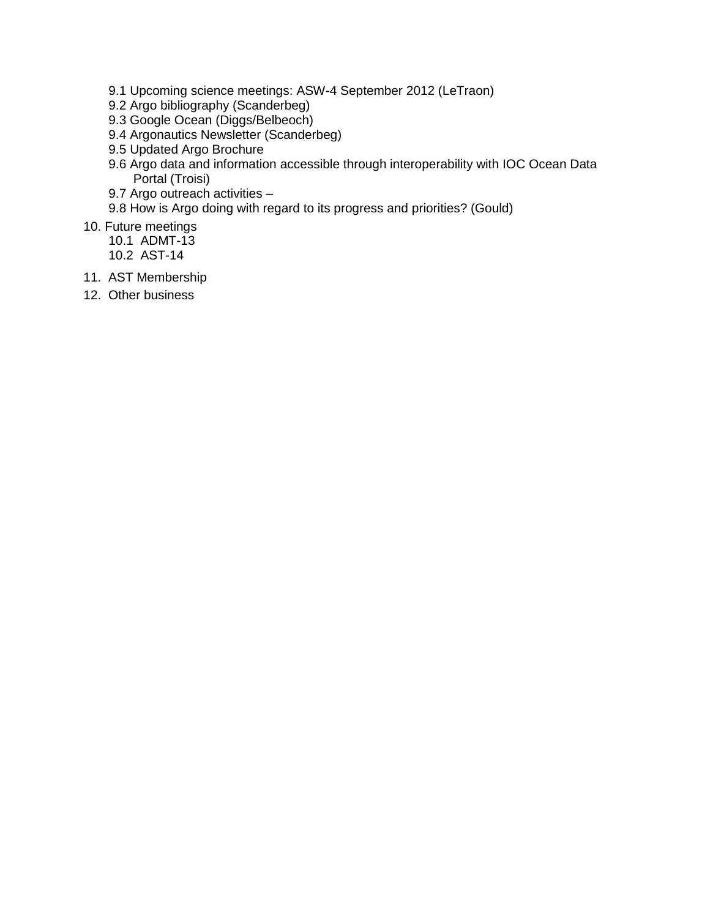- 9.1 Upcoming science meetings: ASW-4 September 2012 (LeTraon)
- 9.2 Argo bibliography (Scanderbeg)
- 9.3 Google Ocean (Diggs/Belbeoch)
- 9.4 Argonautics Newsletter (Scanderbeg)
- 9.5 Updated Argo Brochure
- 9.6 Argo data and information accessible through interoperability with IOC Ocean Data Portal (Troisi)
- 9.7 Argo outreach activities –
- 9.8 How is Argo doing with regard to its progress and priorities? (Gould)

10. Future meetings
    - 10.1 ADMT-13
    - 10.2 AST-14
11. AST Membership
12. Other business